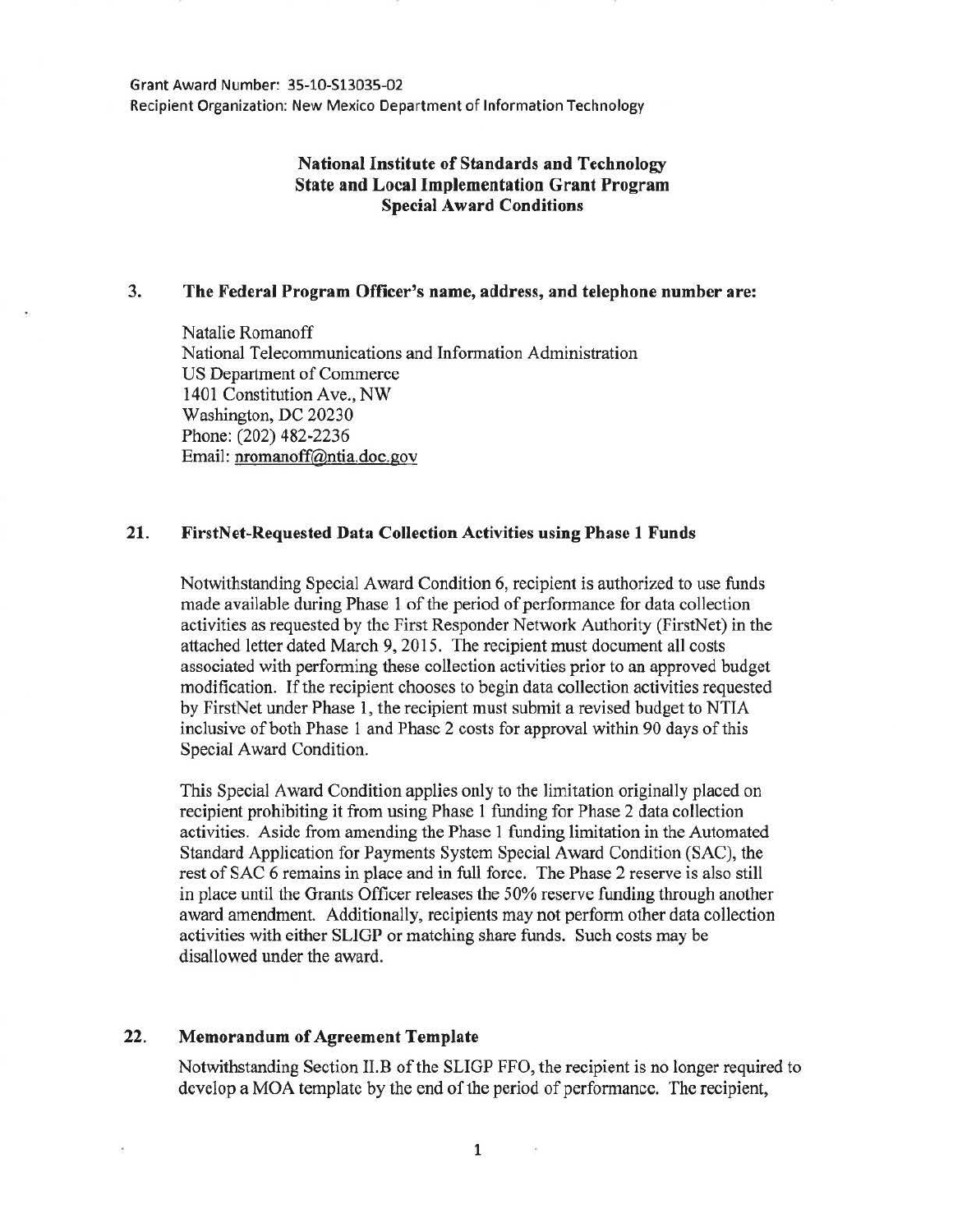Grant Award Number: 35-10-S13035-02
Recipient Organization: New Mexico Department of Information Technology

**National Institute of Standards and Technology**
**State and Local Implementation Grant Program**
**Special Award Conditions**

### 3. The Federal Program Officer's name, address, and telephone number are:

Natalie Romanoff
National Telecommunications and Information Administration
US Department of Commerce
1401 Constitution Ave., NW
Washington, DC 20230
Phone: (202) 482-2236
Email: nromanoff@ntia.doc.gov

### 21. FirstNet-Requested Data Collection Activities using Phase 1 Funds

Notwithstanding Special Award Condition 6, recipient is authorized to use funds made available during Phase 1 of the period of performance for data collection activities as requested by the First Responder Network Authority (FirstNet) in the attached letter dated March 9, 2015. The recipient must document all costs associated with performing these collection activities prior to an approved budget modification. If the recipient chooses to begin data collection activities requested by FirstNet under Phase 1, the recipient must submit a revised budget to NTIA inclusive of both Phase 1 and Phase 2 costs for approval within 90 days of this Special Award Condition.

This Special Award Condition applies only to the limitation originally placed on recipient prohibiting it from using Phase 1 funding for Phase 2 data collection activities. Aside from amending the Phase 1 funding limitation in the Automated Standard Application for Payments System Special Award Condition (SAC), the rest of SAC 6 remains in place and in full force. The Phase 2 reserve is also still in place until the Grants Officer releases the 50% reserve funding through another award amendment. Additionally, recipients may not perform other data collection activities with either SLIGP or matching share funds. Such costs may be disallowed under the award.

### 22. Memorandum of Agreement Template

Notwithstanding Section II.B of the SLIGP FFO, the recipient is no longer required to develop a MOA template by the end of the period of performance. The recipient,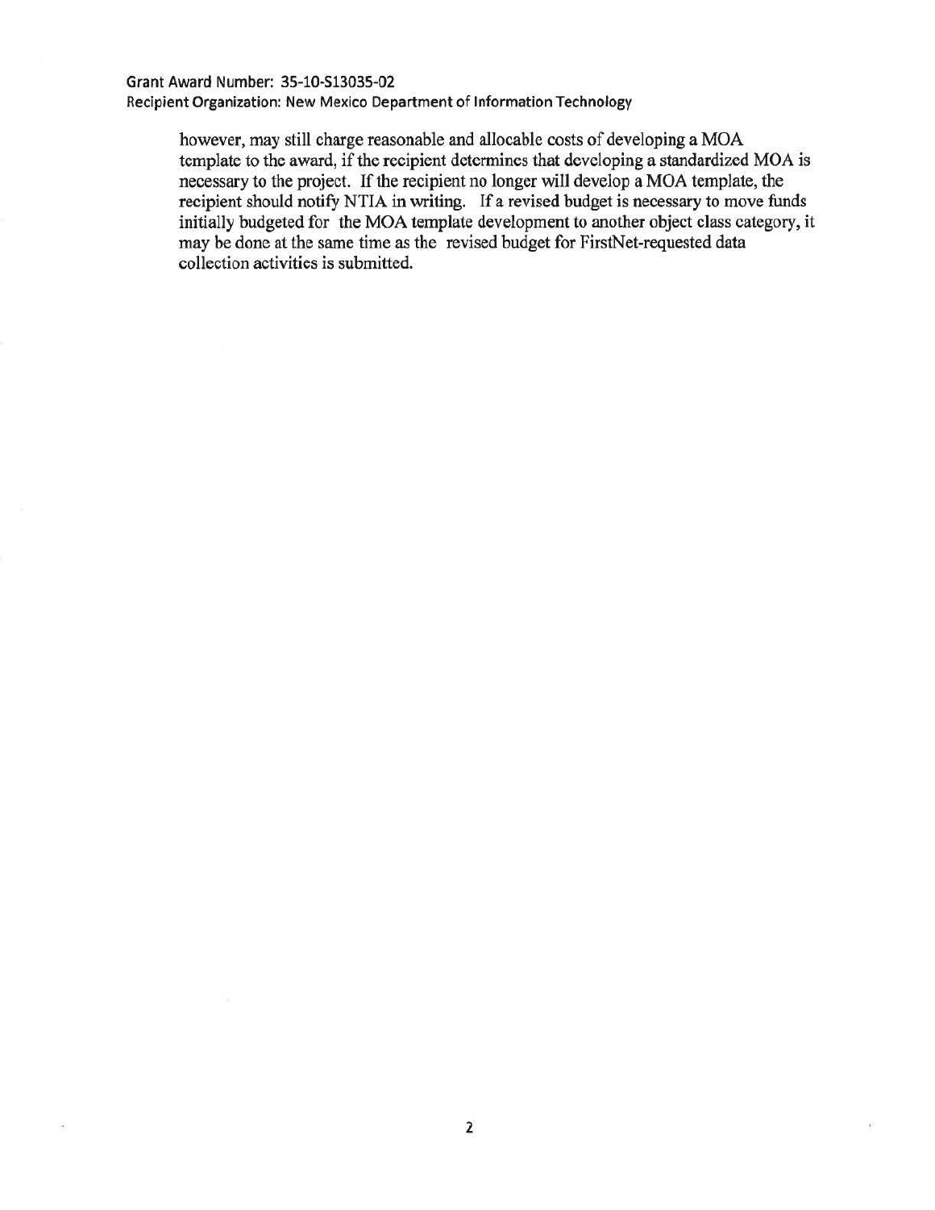however, may still charge reasonable and allocable costs of developing a MOA template to the award, if the recipient determines that developing a standardized MOA is necessary to the project. If the recipient no longer will develop a MOA template, the recipient should notify NTIA in writing. If a revised budget is necessary to move funds initially budgeted for the MOA template development to another object class category, it may be done at the same time as the revised budget for FirstNet-requested data collection activities is submitted.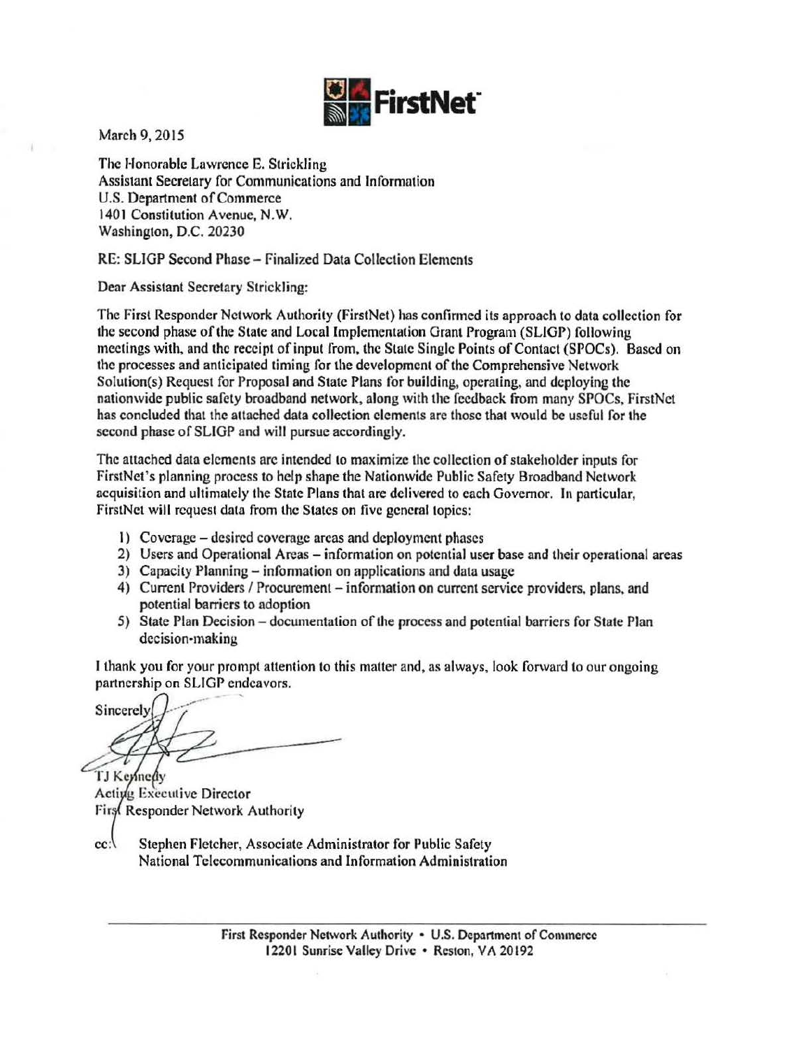FirstNet

March 9, 2015

The Honorable Lawrence E. Strickling
Assistant Secretary for Communications and Information
U.S. Department of Commerce
1401 Constitution Avenue, N.W.
Washington, D.C. 20230

RE: SLIGP Second Phase – Finalized Data Collection Elements

Dear Assistant Secretary Strickling:

The First Responder Network Authority (FirstNet) has confirmed its approach to data collection for the second phase of the State and Local Implementation Grant Program (SLIGP) following meetings with, and the receipt of input from, the State Single Points of Contact (SPOCs). Based on the processes and anticipated timing for the development of the Comprehensive Network Solution(s) Request for Proposal and State Plans for building, operating, and deploying the nationwide public safety broadband network, along with the feedback from many SPOCs, FirstNet has concluded that the attached data collection elements are those that would be useful for the second phase of SLIGP and will pursue accordingly.

The attached data elements are intended to maximize the collection of stakeholder inputs for FirstNet's planning process to help shape the Nationwide Public Safety Broadband Network acquisition and ultimately the State Plans that are delivered to each Governor. In particular, FirstNet will request data from the States on five general topics:

1) Coverage – desired coverage areas and deployment phases
2) Users and Operational Areas – information on potential user base and their operational areas
3) Capacity Planning – information on applications and data usage
4) Current Providers / Procurement – information on current service providers, plans, and potential barriers to adoption
5) State Plan Decision – documentation of the process and potential barriers for State Plan decision-making

I thank you for your prompt attention to this matter and, as always, look forward to our ongoing partnership on SLIGP endeavors.

Sincerely,

TJ Kennedy
Acting Executive Director
First Responder Network Authority

cc: Stephen Fletcher, Associate Administrator for Public Safety
National Telecommunications and Information Administration

First Responder Network Authority • U.S. Department of Commerce
12201 Sunrise Valley Drive • Reston, VA 20192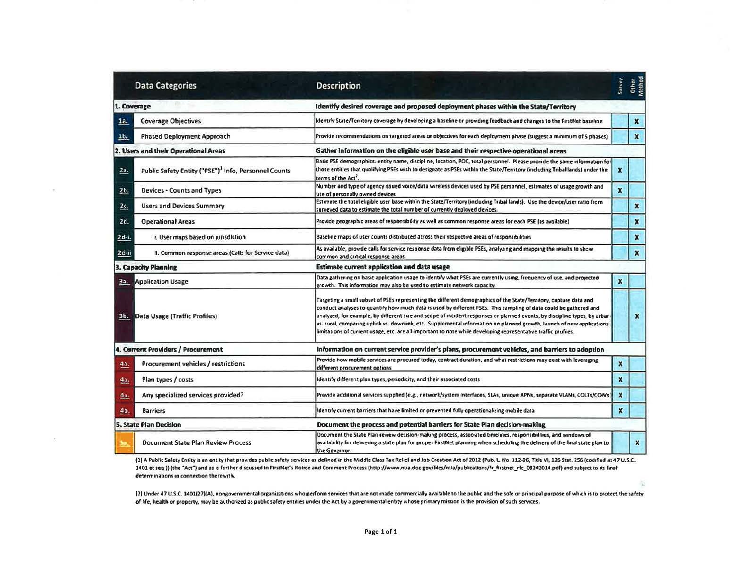| | Data Categories | Description | Survey | Other Method |
|---|---|---|---|---|
| **1. Coverage** | | **Identify desired coverage and proposed deployment phases within the State/Territory** | | |
| 1a. | Coverage Objectives | Identify State/Territory coverage by developing a baseline or providing feedback and changes to the FirstNet baseline | | X |
| 1b. | Phased Deployment Approach | Provide recommendations on targeted areas or objectives for each deployment phase (suggest a minimum of 5 phases) | | X |
| **2. Users and their Operational Areas** | | **Gather information on the eligible user base and their respective operational areas** | | |
| 2a. | Public Safety Entity ("PSE")[1] Info, Personnel Counts | Basic PSE demographics: entity name, discipline, location, POC, total personnel. Please provide the same information for those entities that qualifying PSEs wish to designate as PSEs within the State/Territory (including Tribal lands) under the terms of the Act[2]. | X | |
| 2b. | Devices - Counts and Types | Number and type of agency issued voice/data wireless devices used by PSE personnel, estimates of usage growth and use of personally owned devices | X | |
| 2c. | Users and Devices Summary | Estimate the total eligible user base within the State/Territory (including Tribal lands). Use the device/user ratio from surveyed data to estimate the total number of currently deployed devices. | | X |
| 2d. | Operational Areas | Provide geographic areas of responsibility as well as common response areas for each PSE (as available) | | X |
| 2d-i. | i. User maps based on jurisdiction | Baseline maps of user counts distributed across their respective areas of responsibilities | | X |
| 2d-ii | ii. Common response areas (Calls for Service data) | As available, provide calls for service response data from eligible PSEs, analyzing and mapping the results to show common and critical response areas | | X |
| **3. Capacity Planning** | | **Estimate current application and data usage** | | |
| 3a. | Application Usage | Data gathering on basic application usage to identify what PSEs are currently using, frequency of use, and projected growth. This information may also be used to estimate network capacity. | X | |
| 3b. | Data Usage (Traffic Profiles) | Targeting a small subset of PSEs representing the different demographics of the State/Territory, capture data and conduct analyses to quantify how much data is used by different PSEs. This sampling of data could be gathered and analyzed, for example, by different size and scope of incident responses or planned events, by discipline types, by urban vs. rural, comparing uplink vs. downlink, etc. Supplemental information on planned growth, launch of new applications, limitations of current usage, etc. are all important to note while developing representative traffic profiles. | | X |
| **4. Current Providers / Procurement** | | **Information on current service provider's plans, procurement vehicles, and barriers to adoption** | | |
| 4a. | Procurement vehicles / restrictions | Provide how mobile services are procured today, contract duration, and what restrictions may exist with leveraging different procurement options | X | |
| 4a. | Plan types / costs | Identify different plan types, periodicity, and their associated costs | X | |
| 4a. | Any specialized services provided? | Provide additional services supplied (e.g., network/system interfaces, SLAs, unique APNs, separate VLANs, COLTs/COWs) | X | |
| 4b. | Barriers | Identify current barriers that have limited or prevented fully operationalizing mobile data | X | |
| **5. State Plan Decision** | | **Document the process and potential barriers for State Plan decision-making** | | |
| 5a. | Document State Plan Review Process | Document the State Plan review decision-making process, associated timelines, responsibilities, and windows of availability for delivering a state plan for proper FirstNet planning when scheduling the delivery of the final state plan to the Governor. | | X |

[1] A Public Safety Entity is an entity that provides public safety services as defined in the Middle Class Tax Relief and Job Creation Act of 2012 (Pub. L. No. 112-96, Title VI, 126 Stat. 256 (codified at 47 U.S.C. 1401 et seq.)) (the "Act") and as is further discussed in FirstNet's Notice and Comment Process (http://www.ntia.doc.gov/files/ntia/publications/fr_firstnet_rfc_09242014.pdf) and subject to its final determinations in connection therewith.

[2] Under 47 U.S.C. 1401(27)(A), nongovernmental organizations who perform services that are not made commercially available to the public and the sole or principal purpose of which is to protect the safety of life, health or property, may be authorized as public safety entities under the Act by a governmental entity whose primary mission is the provision of such services.